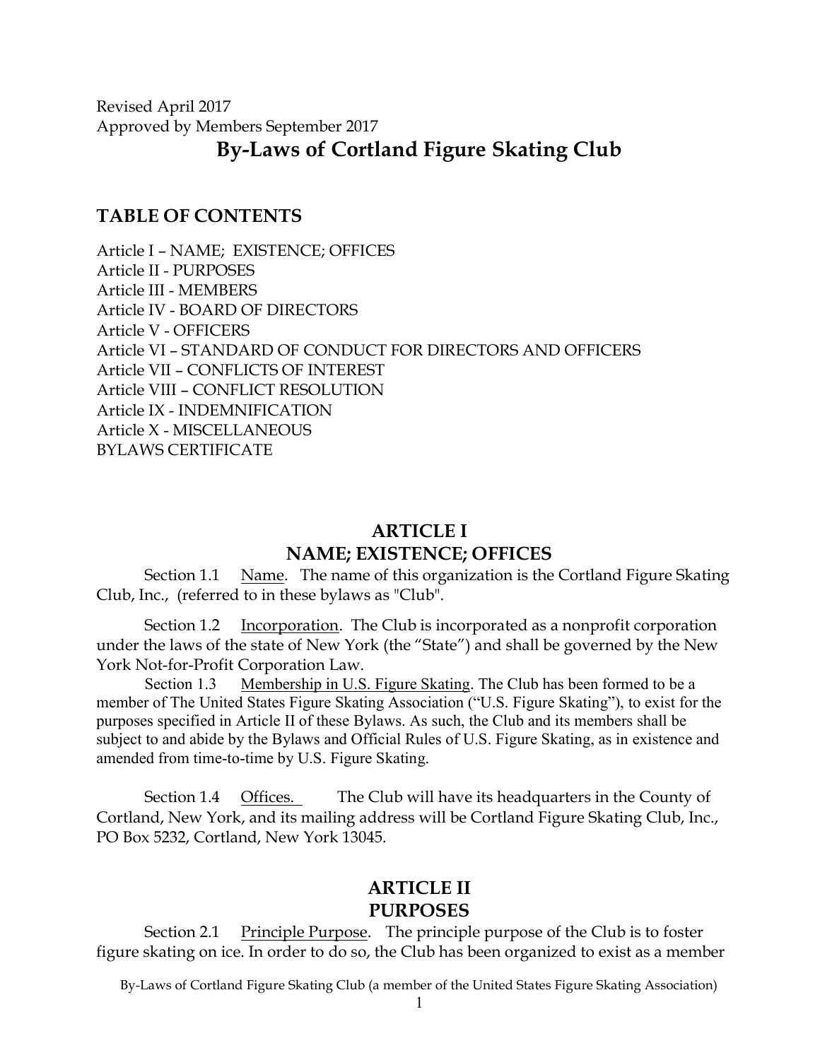Revised April 2017
Approved by Members September 2017

# By-Laws of Cortland Figure Skating Club

## TABLE OF CONTENTS

Article I – NAME; EXISTENCE; OFFICES
Article II - PURPOSES
Article III - MEMBERS
Article IV - BOARD OF DIRECTORS
Article V - OFFICERS
Article VI – STANDARD OF CONDUCT FOR DIRECTORS AND OFFICERS
Article VII – CONFLICTS OF INTEREST
Article VIII – CONFLICT RESOLUTION
Article IX - INDEMNIFICATION
Article X - MISCELLANEOUS
BYLAWS CERTIFICATE

## ARTICLE I
## NAME; EXISTENCE; OFFICES

Section 1.1 Name. The name of this organization is the Cortland Figure Skating Club, Inc., (referred to in these bylaws as "Club".

Section 1.2 Incorporation. The Club is incorporated as a nonprofit corporation under the laws of the state of New York (the "State") and shall be governed by the New York Not-for-Profit Corporation Law.

Section 1.3 Membership in U.S. Figure Skating. The Club has been formed to be a member of The United States Figure Skating Association ("U.S. Figure Skating"), to exist for the purposes specified in Article II of these Bylaws. As such, the Club and its members shall be subject to and abide by the Bylaws and Official Rules of U.S. Figure Skating, as in existence and amended from time-to-time by U.S. Figure Skating.

Section 1.4 Offices. The Club will have its headquarters in the County of Cortland, New York, and its mailing address will be Cortland Figure Skating Club, Inc., PO Box 5232, Cortland, New York 13045.

## ARTICLE II
## PURPOSES

Section 2.1 Principle Purpose. The principle purpose of the Club is to foster figure skating on ice. In order to do so, the Club has been organized to exist as a member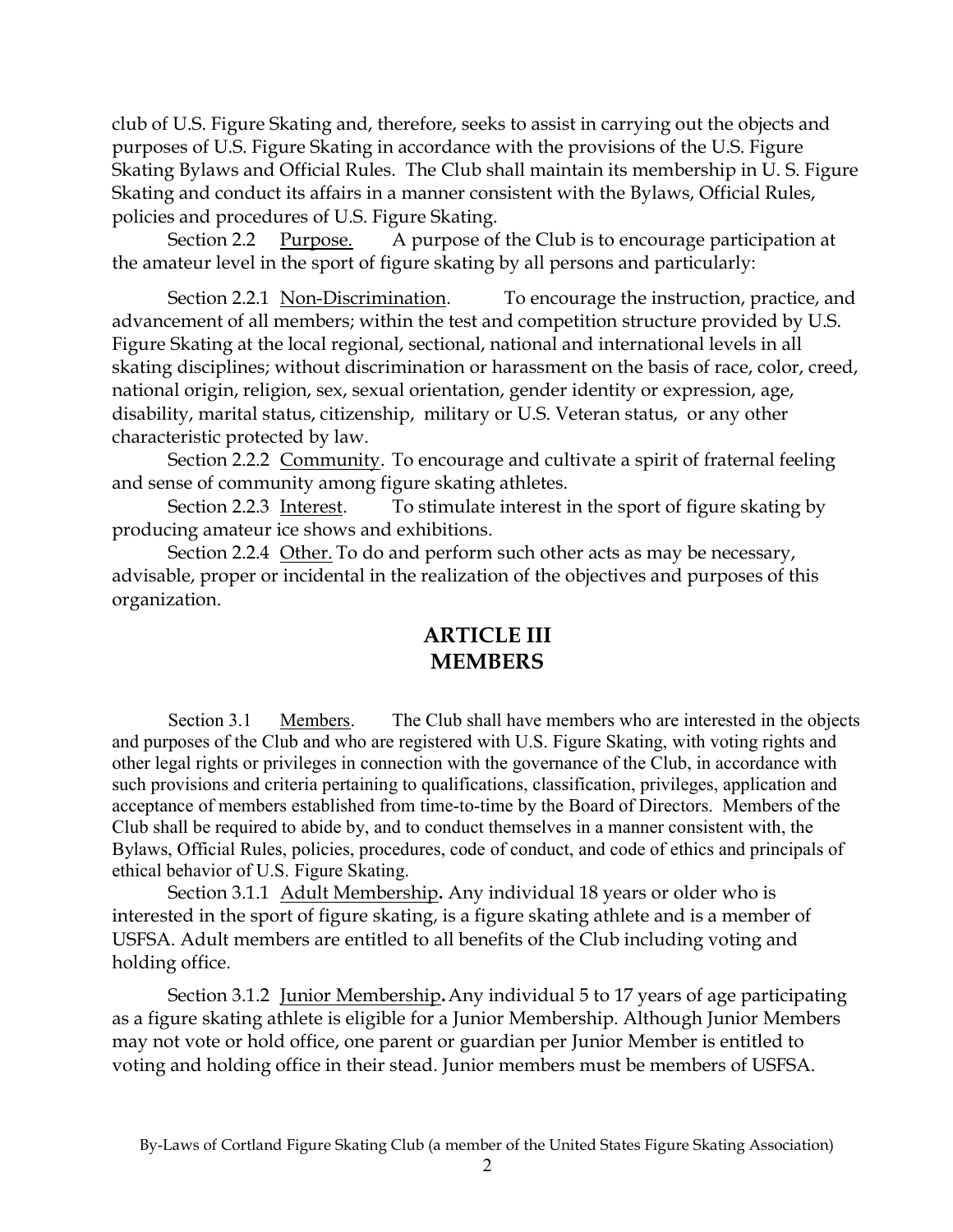club of U.S. Figure Skating and, therefore, seeks to assist in carrying out the objects and purposes of U.S. Figure Skating in accordance with the provisions of the U.S. Figure Skating Bylaws and Official Rules. The Club shall maintain its membership in U. S. Figure Skating and conduct its affairs in a manner consistent with the Bylaws, Official Rules, policies and procedures of U.S. Figure Skating.

Section 2.2 Purpose. A purpose of the Club is to encourage participation at the amateur level in the sport of figure skating by all persons and particularly:

Section 2.2.1 Non-Discrimination. To encourage the instruction, practice, and advancement of all members; within the test and competition structure provided by U.S. Figure Skating at the local regional, sectional, national and international levels in all skating disciplines; without discrimination or harassment on the basis of race, color, creed, national origin, religion, sex, sexual orientation, gender identity or expression, age, disability, marital status, citizenship, military or U.S. Veteran status, or any other characteristic protected by law.

Section 2.2.2 Community. To encourage and cultivate a spirit of fraternal feeling and sense of community among figure skating athletes.

Section 2.2.3 Interest. To stimulate interest in the sport of figure skating by producing amateur ice shows and exhibitions.

Section 2.2.4 Other. To do and perform such other acts as may be necessary, advisable, proper or incidental in the realization of the objectives and purposes of this organization.

## ARTICLE III
## MEMBERS

Section 3.1 Members. The Club shall have members who are interested in the objects and purposes of the Club and who are registered with U.S. Figure Skating, with voting rights and other legal rights or privileges in connection with the governance of the Club, in accordance with such provisions and criteria pertaining to qualifications, classification, privileges, application and acceptance of members established from time-to-time by the Board of Directors. Members of the Club shall be required to abide by, and to conduct themselves in a manner consistent with, the Bylaws, Official Rules, policies, procedures, code of conduct, and code of ethics and principals of ethical behavior of U.S. Figure Skating.

Section 3.1.1 Adult Membership**.** Any individual 18 years or older who is interested in the sport of figure skating, is a figure skating athlete and is a member of USFSA. Adult members are entitled to all benefits of the Club including voting and holding office.

Section 3.1.2 Junior Membership**.** Any individual 5 to 17 years of age participating as a figure skating athlete is eligible for a Junior Membership. Although Junior Members may not vote or hold office, one parent or guardian per Junior Member is entitled to voting and holding office in their stead. Junior members must be members of USFSA.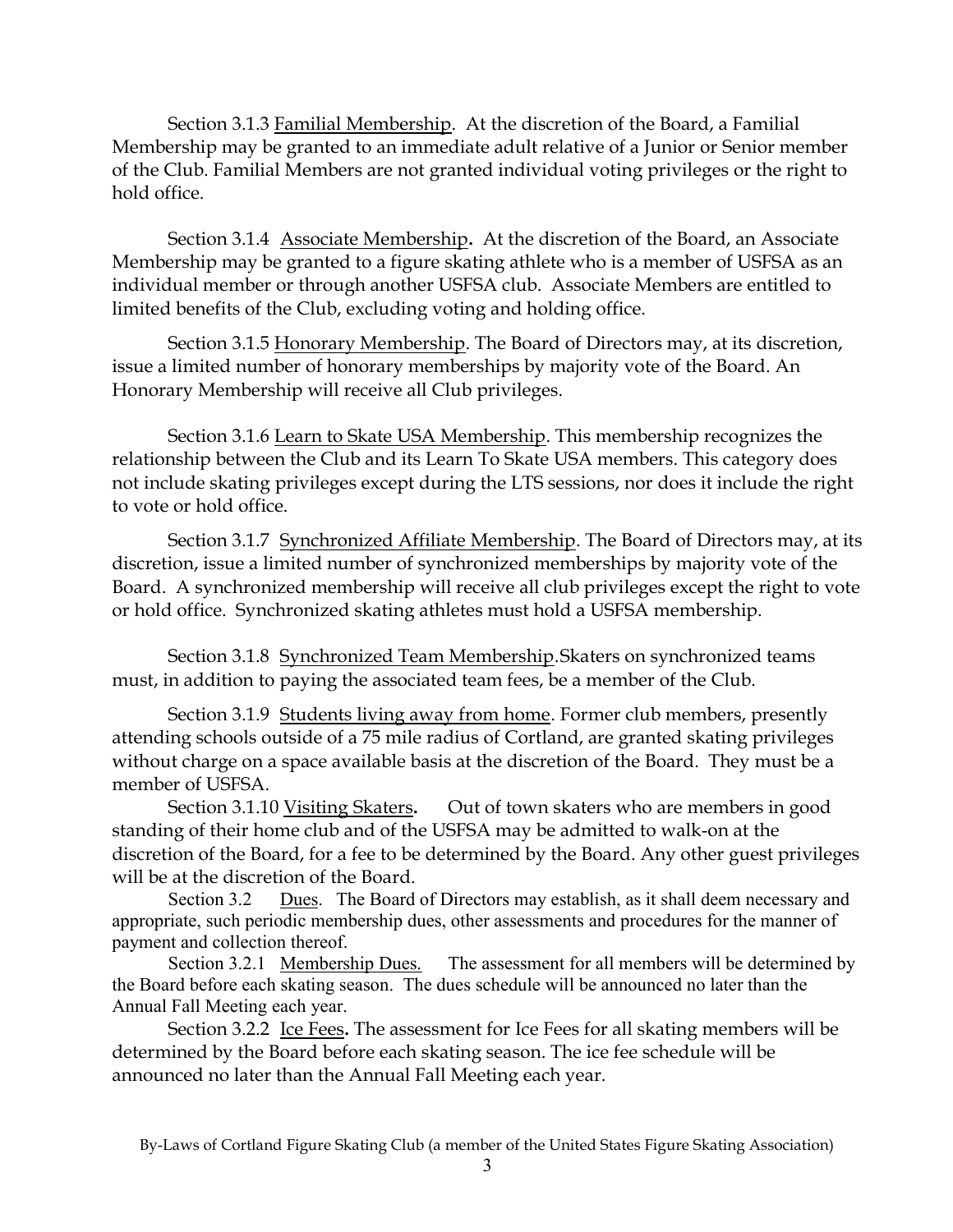Section 3.1.3 Familial Membership. At the discretion of the Board, a Familial Membership may be granted to an immediate adult relative of a Junior or Senior member of the Club. Familial Members are not granted individual voting privileges or the right to hold office.

Section 3.1.4 Associate Membership. At the discretion of the Board, an Associate Membership may be granted to a figure skating athlete who is a member of USFSA as an individual member or through another USFSA club. Associate Members are entitled to limited benefits of the Club, excluding voting and holding office.

Section 3.1.5 Honorary Membership. The Board of Directors may, at its discretion, issue a limited number of honorary memberships by majority vote of the Board. An Honorary Membership will receive all Club privileges.

Section 3.1.6 Learn to Skate USA Membership. This membership recognizes the relationship between the Club and its Learn To Skate USA members. This category does not include skating privileges except during the LTS sessions, nor does it include the right to vote or hold office.

Section 3.1.7 Synchronized Affiliate Membership. The Board of Directors may, at its discretion, issue a limited number of synchronized memberships by majority vote of the Board. A synchronized membership will receive all club privileges except the right to vote or hold office. Synchronized skating athletes must hold a USFSA membership.

Section 3.1.8 Synchronized Team Membership.Skaters on synchronized teams must, in addition to paying the associated team fees, be a member of the Club.

Section 3.1.9 Students living away from home. Former club members, presently attending schools outside of a 75 mile radius of Cortland, are granted skating privileges without charge on a space available basis at the discretion of the Board. They must be a member of USFSA.

Section 3.1.10 Visiting Skaters. Out of town skaters who are members in good standing of their home club and of the USFSA may be admitted to walk-on at the discretion of the Board, for a fee to be determined by the Board. Any other guest privileges will be at the discretion of the Board.

Section 3.2 Dues. The Board of Directors may establish, as it shall deem necessary and appropriate, such periodic membership dues, other assessments and procedures for the manner of payment and collection thereof.

Section 3.2.1 Membership Dues. The assessment for all members will be determined by the Board before each skating season. The dues schedule will be announced no later than the Annual Fall Meeting each year.

Section 3.2.2 Ice Fees. The assessment for Ice Fees for all skating members will be determined by the Board before each skating season. The ice fee schedule will be announced no later than the Annual Fall Meeting each year.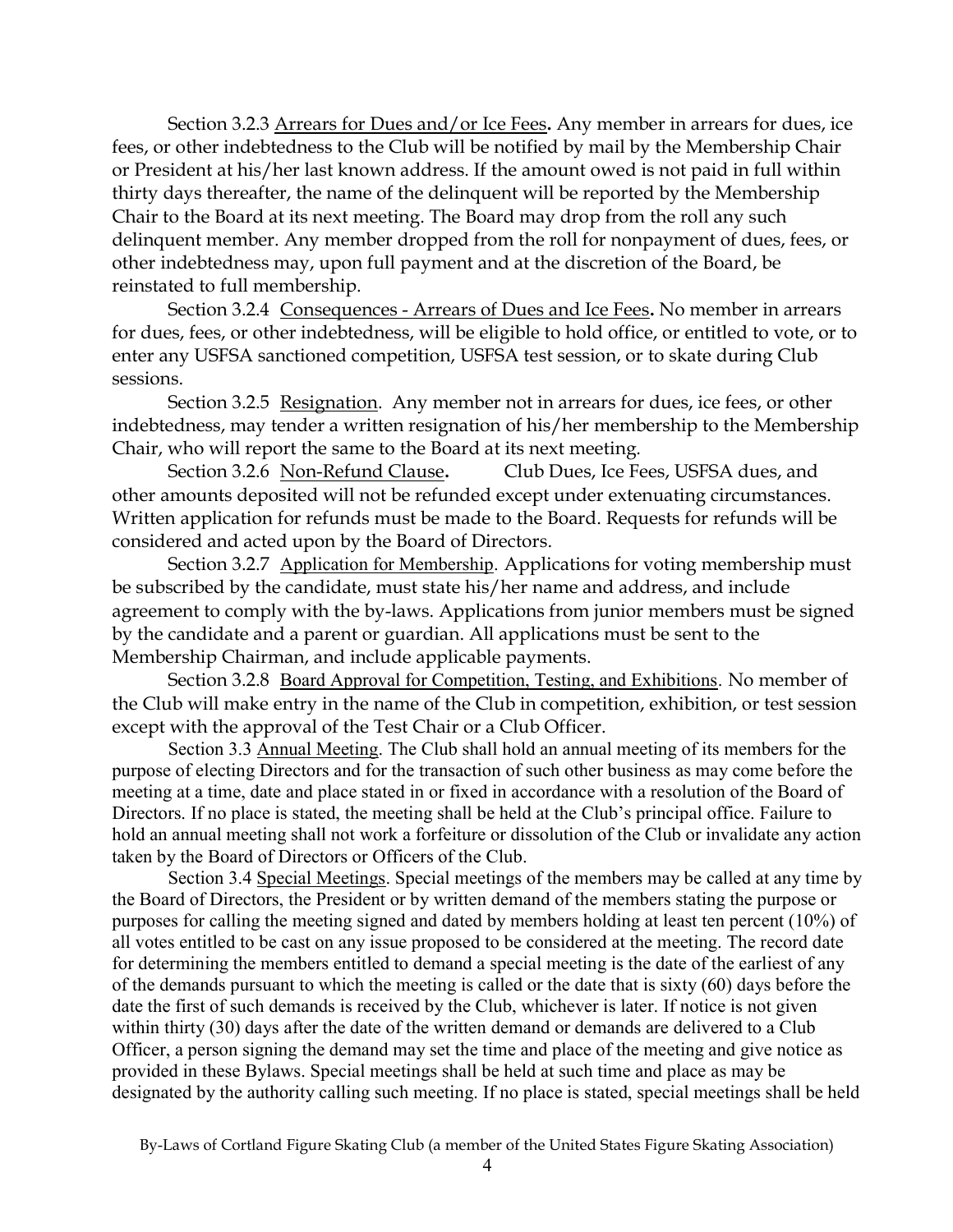Section 3.2.3 Arrears for Dues and/or Ice Fees**.** Any member in arrears for dues, ice fees, or other indebtedness to the Club will be notified by mail by the Membership Chair or President at his/her last known address. If the amount owed is not paid in full within thirty days thereafter, the name of the delinquent will be reported by the Membership Chair to the Board at its next meeting. The Board may drop from the roll any such delinquent member. Any member dropped from the roll for nonpayment of dues, fees, or other indebtedness may, upon full payment and at the discretion of the Board, be reinstated to full membership.

Section 3.2.4 Consequences - Arrears of Dues and Ice Fees**.** No member in arrears for dues, fees, or other indebtedness, will be eligible to hold office, or entitled to vote, or to enter any USFSA sanctioned competition, USFSA test session, or to skate during Club sessions.

Section 3.2.5 Resignation. Any member not in arrears for dues, ice fees, or other indebtedness, may tender a written resignation of his/her membership to the Membership Chair, who will report the same to the Board at its next meeting.

Section 3.2.6 Non-Refund Clause**.** Club Dues, Ice Fees, USFSA dues, and other amounts deposited will not be refunded except under extenuating circumstances. Written application for refunds must be made to the Board. Requests for refunds will be considered and acted upon by the Board of Directors.

Section 3.2.7 Application for Membership. Applications for voting membership must be subscribed by the candidate, must state his/her name and address, and include agreement to comply with the by-laws. Applications from junior members must be signed by the candidate and a parent or guardian. All applications must be sent to the Membership Chairman, and include applicable payments.

Section 3.2.8 Board Approval for Competition, Testing, and Exhibitions. No member of the Club will make entry in the name of the Club in competition, exhibition, or test session except with the approval of the Test Chair or a Club Officer.

Section 3.3 Annual Meeting. The Club shall hold an annual meeting of its members for the purpose of electing Directors and for the transaction of such other business as may come before the meeting at a time, date and place stated in or fixed in accordance with a resolution of the Board of Directors. If no place is stated, the meeting shall be held at the Club's principal office. Failure to hold an annual meeting shall not work a forfeiture or dissolution of the Club or invalidate any action taken by the Board of Directors or Officers of the Club.

Section 3.4 Special Meetings. Special meetings of the members may be called at any time by the Board of Directors, the President or by written demand of the members stating the purpose or purposes for calling the meeting signed and dated by members holding at least ten percent (10%) of all votes entitled to be cast on any issue proposed to be considered at the meeting. The record date for determining the members entitled to demand a special meeting is the date of the earliest of any of the demands pursuant to which the meeting is called or the date that is sixty (60) days before the date the first of such demands is received by the Club, whichever is later. If notice is not given within thirty (30) days after the date of the written demand or demands are delivered to a Club Officer, a person signing the demand may set the time and place of the meeting and give notice as provided in these Bylaws. Special meetings shall be held at such time and place as may be designated by the authority calling such meeting. If no place is stated, special meetings shall be held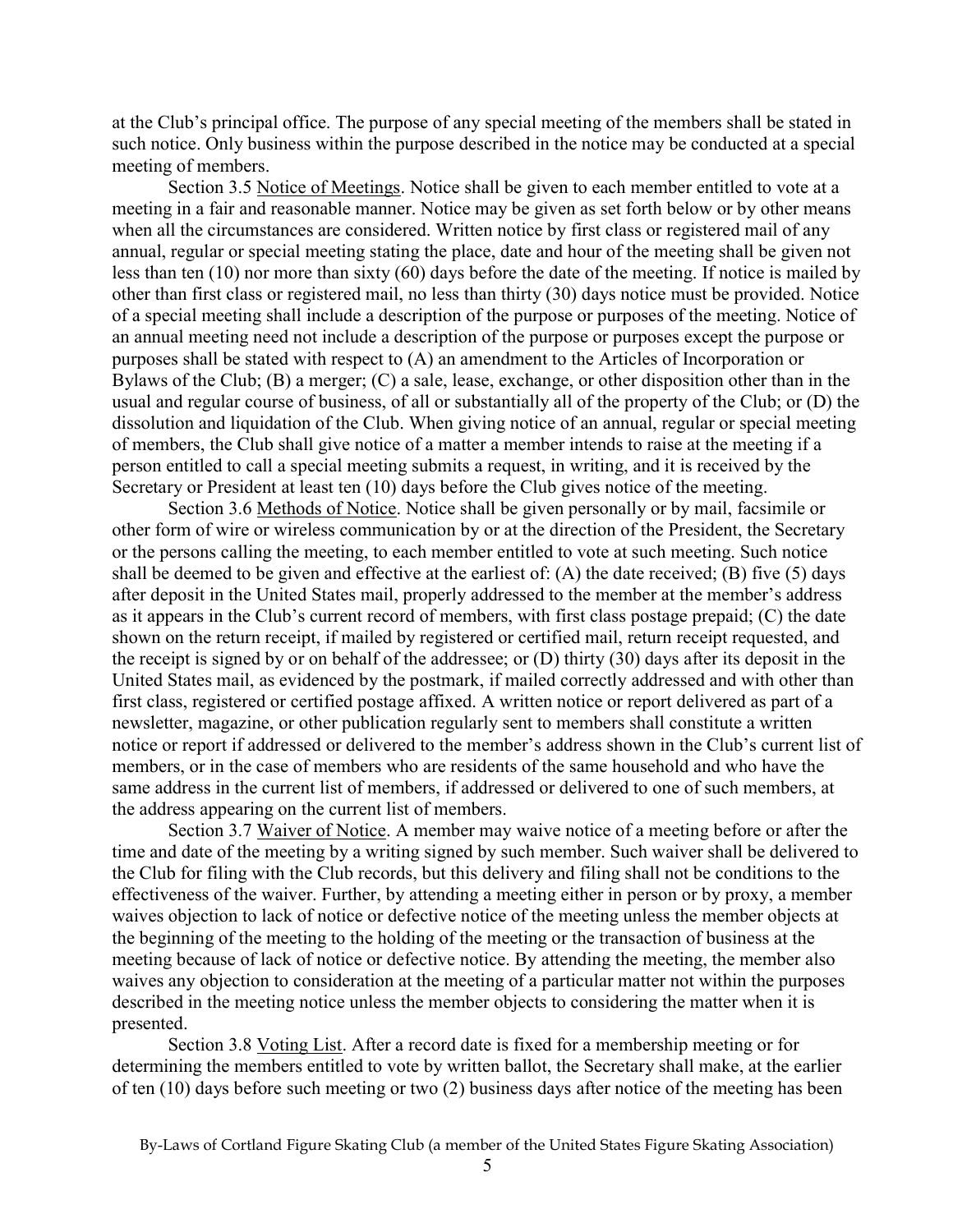at the Club's principal office. The purpose of any special meeting of the members shall be stated in such notice. Only business within the purpose described in the notice may be conducted at a special meeting of members.

Section 3.5 Notice of Meetings. Notice shall be given to each member entitled to vote at a meeting in a fair and reasonable manner. Notice may be given as set forth below or by other means when all the circumstances are considered. Written notice by first class or registered mail of any annual, regular or special meeting stating the place, date and hour of the meeting shall be given not less than ten (10) nor more than sixty (60) days before the date of the meeting. If notice is mailed by other than first class or registered mail, no less than thirty (30) days notice must be provided. Notice of a special meeting shall include a description of the purpose or purposes of the meeting. Notice of an annual meeting need not include a description of the purpose or purposes except the purpose or purposes shall be stated with respect to (A) an amendment to the Articles of Incorporation or Bylaws of the Club; (B) a merger; (C) a sale, lease, exchange, or other disposition other than in the usual and regular course of business, of all or substantially all of the property of the Club; or (D) the dissolution and liquidation of the Club. When giving notice of an annual, regular or special meeting of members, the Club shall give notice of a matter a member intends to raise at the meeting if a person entitled to call a special meeting submits a request, in writing, and it is received by the Secretary or President at least ten (10) days before the Club gives notice of the meeting.

Section 3.6 Methods of Notice. Notice shall be given personally or by mail, facsimile or other form of wire or wireless communication by or at the direction of the President, the Secretary or the persons calling the meeting, to each member entitled to vote at such meeting. Such notice shall be deemed to be given and effective at the earliest of: (A) the date received; (B) five (5) days after deposit in the United States mail, properly addressed to the member at the member's address as it appears in the Club's current record of members, with first class postage prepaid; (C) the date shown on the return receipt, if mailed by registered or certified mail, return receipt requested, and the receipt is signed by or on behalf of the addressee; or (D) thirty (30) days after its deposit in the United States mail, as evidenced by the postmark, if mailed correctly addressed and with other than first class, registered or certified postage affixed. A written notice or report delivered as part of a newsletter, magazine, or other publication regularly sent to members shall constitute a written notice or report if addressed or delivered to the member's address shown in the Club's current list of members, or in the case of members who are residents of the same household and who have the same address in the current list of members, if addressed or delivered to one of such members, at the address appearing on the current list of members.

Section 3.7 Waiver of Notice. A member may waive notice of a meeting before or after the time and date of the meeting by a writing signed by such member. Such waiver shall be delivered to the Club for filing with the Club records, but this delivery and filing shall not be conditions to the effectiveness of the waiver. Further, by attending a meeting either in person or by proxy, a member waives objection to lack of notice or defective notice of the meeting unless the member objects at the beginning of the meeting to the holding of the meeting or the transaction of business at the meeting because of lack of notice or defective notice. By attending the meeting, the member also waives any objection to consideration at the meeting of a particular matter not within the purposes described in the meeting notice unless the member objects to considering the matter when it is presented.

Section 3.8 Voting List. After a record date is fixed for a membership meeting or for determining the members entitled to vote by written ballot, the Secretary shall make, at the earlier of ten (10) days before such meeting or two (2) business days after notice of the meeting has been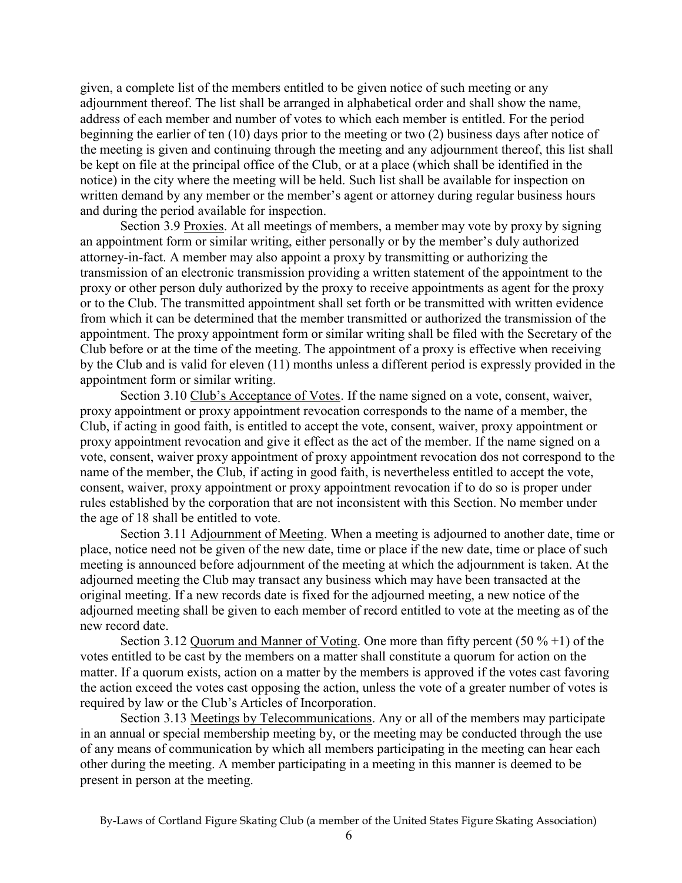given, a complete list of the members entitled to be given notice of such meeting or any adjournment thereof. The list shall be arranged in alphabetical order and shall show the name, address of each member and number of votes to which each member is entitled. For the period beginning the earlier of ten (10) days prior to the meeting or two (2) business days after notice of the meeting is given and continuing through the meeting and any adjournment thereof, this list shall be kept on file at the principal office of the Club, or at a place (which shall be identified in the notice) in the city where the meeting will be held. Such list shall be available for inspection on written demand by any member or the member's agent or attorney during regular business hours and during the period available for inspection.

Section 3.9 Proxies. At all meetings of members, a member may vote by proxy by signing an appointment form or similar writing, either personally or by the member's duly authorized attorney-in-fact. A member may also appoint a proxy by transmitting or authorizing the transmission of an electronic transmission providing a written statement of the appointment to the proxy or other person duly authorized by the proxy to receive appointments as agent for the proxy or to the Club. The transmitted appointment shall set forth or be transmitted with written evidence from which it can be determined that the member transmitted or authorized the transmission of the appointment. The proxy appointment form or similar writing shall be filed with the Secretary of the Club before or at the time of the meeting. The appointment of a proxy is effective when receiving by the Club and is valid for eleven (11) months unless a different period is expressly provided in the appointment form or similar writing.

Section 3.10 Club's Acceptance of Votes. If the name signed on a vote, consent, waiver, proxy appointment or proxy appointment revocation corresponds to the name of a member, the Club, if acting in good faith, is entitled to accept the vote, consent, waiver, proxy appointment or proxy appointment revocation and give it effect as the act of the member. If the name signed on a vote, consent, waiver proxy appointment of proxy appointment revocation dos not correspond to the name of the member, the Club, if acting in good faith, is nevertheless entitled to accept the vote, consent, waiver, proxy appointment or proxy appointment revocation if to do so is proper under rules established by the corporation that are not inconsistent with this Section. No member under the age of 18 shall be entitled to vote.

Section 3.11 Adjournment of Meeting. When a meeting is adjourned to another date, time or place, notice need not be given of the new date, time or place if the new date, time or place of such meeting is announced before adjournment of the meeting at which the adjournment is taken. At the adjourned meeting the Club may transact any business which may have been transacted at the original meeting. If a new records date is fixed for the adjourned meeting, a new notice of the adjourned meeting shall be given to each member of record entitled to vote at the meeting as of the new record date.

Section 3.12 Quorum and Manner of Voting. One more than fifty percent (50 % +1) of the votes entitled to be cast by the members on a matter shall constitute a quorum for action on the matter. If a quorum exists, action on a matter by the members is approved if the votes cast favoring the action exceed the votes cast opposing the action, unless the vote of a greater number of votes is required by law or the Club's Articles of Incorporation.

Section 3.13 Meetings by Telecommunications. Any or all of the members may participate in an annual or special membership meeting by, or the meeting may be conducted through the use of any means of communication by which all members participating in the meeting can hear each other during the meeting. A member participating in a meeting in this manner is deemed to be present in person at the meeting.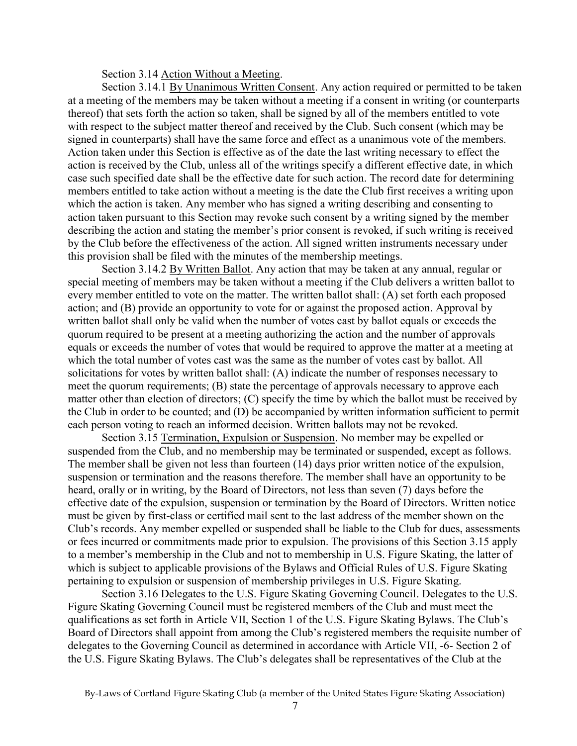Section 3.14 Action Without a Meeting.

Section 3.14.1 By Unanimous Written Consent. Any action required or permitted to be taken at a meeting of the members may be taken without a meeting if a consent in writing (or counterparts thereof) that sets forth the action so taken, shall be signed by all of the members entitled to vote with respect to the subject matter thereof and received by the Club. Such consent (which may be signed in counterparts) shall have the same force and effect as a unanimous vote of the members. Action taken under this Section is effective as of the date the last writing necessary to effect the action is received by the Club, unless all of the writings specify a different effective date, in which case such specified date shall be the effective date for such action. The record date for determining members entitled to take action without a meeting is the date the Club first receives a writing upon which the action is taken. Any member who has signed a writing describing and consenting to action taken pursuant to this Section may revoke such consent by a writing signed by the member describing the action and stating the member's prior consent is revoked, if such writing is received by the Club before the effectiveness of the action. All signed written instruments necessary under this provision shall be filed with the minutes of the membership meetings.

Section 3.14.2 By Written Ballot. Any action that may be taken at any annual, regular or special meeting of members may be taken without a meeting if the Club delivers a written ballot to every member entitled to vote on the matter. The written ballot shall: (A) set forth each proposed action; and (B) provide an opportunity to vote for or against the proposed action. Approval by written ballot shall only be valid when the number of votes cast by ballot equals or exceeds the quorum required to be present at a meeting authorizing the action and the number of approvals equals or exceeds the number of votes that would be required to approve the matter at a meeting at which the total number of votes cast was the same as the number of votes cast by ballot. All solicitations for votes by written ballot shall: (A) indicate the number of responses necessary to meet the quorum requirements; (B) state the percentage of approvals necessary to approve each matter other than election of directors; (C) specify the time by which the ballot must be received by the Club in order to be counted; and (D) be accompanied by written information sufficient to permit each person voting to reach an informed decision. Written ballots may not be revoked.

Section 3.15 Termination, Expulsion or Suspension. No member may be expelled or suspended from the Club, and no membership may be terminated or suspended, except as follows. The member shall be given not less than fourteen (14) days prior written notice of the expulsion, suspension or termination and the reasons therefore. The member shall have an opportunity to be heard, orally or in writing, by the Board of Directors, not less than seven (7) days before the effective date of the expulsion, suspension or termination by the Board of Directors. Written notice must be given by first-class or certified mail sent to the last address of the member shown on the Club's records. Any member expelled or suspended shall be liable to the Club for dues, assessments or fees incurred or commitments made prior to expulsion. The provisions of this Section 3.15 apply to a member's membership in the Club and not to membership in U.S. Figure Skating, the latter of which is subject to applicable provisions of the Bylaws and Official Rules of U.S. Figure Skating pertaining to expulsion or suspension of membership privileges in U.S. Figure Skating.

Section 3.16 Delegates to the U.S. Figure Skating Governing Council. Delegates to the U.S. Figure Skating Governing Council must be registered members of the Club and must meet the qualifications as set forth in Article VII, Section 1 of the U.S. Figure Skating Bylaws. The Club's Board of Directors shall appoint from among the Club's registered members the requisite number of delegates to the Governing Council as determined in accordance with Article VII, -6- Section 2 of the U.S. Figure Skating Bylaws. The Club's delegates shall be representatives of the Club at the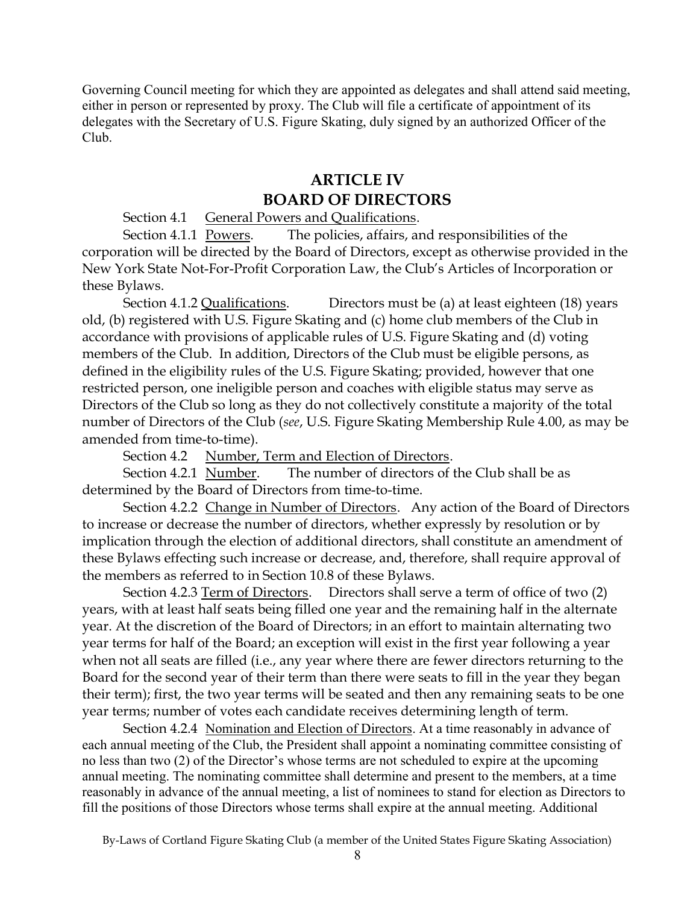Governing Council meeting for which they are appointed as delegates and shall attend said meeting, either in person or represented by proxy. The Club will file a certificate of appointment of its delegates with the Secretary of U.S. Figure Skating, duly signed by an authorized Officer of the Club.

## ARTICLE IV
## BOARD OF DIRECTORS

Section 4.1 General Powers and Qualifications.

Section 4.1.1 Powers. The policies, affairs, and responsibilities of the corporation will be directed by the Board of Directors, except as otherwise provided in the New York State Not-For-Profit Corporation Law, the Club's Articles of Incorporation or these Bylaws.

Section 4.1.2 Qualifications. Directors must be (a) at least eighteen (18) years old, (b) registered with U.S. Figure Skating and (c) home club members of the Club in accordance with provisions of applicable rules of U.S. Figure Skating and (d) voting members of the Club. In addition, Directors of the Club must be eligible persons, as defined in the eligibility rules of the U.S. Figure Skating; provided, however that one restricted person, one ineligible person and coaches with eligible status may serve as Directors of the Club so long as they do not collectively constitute a majority of the total number of Directors of the Club (*see*, U.S. Figure Skating Membership Rule 4.00, as may be amended from time-to-time).

Section 4.2 Number, Term and Election of Directors.

Section 4.2.1 Number. The number of directors of the Club shall be as determined by the Board of Directors from time-to-time.

Section 4.2.2 Change in Number of Directors. Any action of the Board of Directors to increase or decrease the number of directors, whether expressly by resolution or by implication through the election of additional directors, shall constitute an amendment of these Bylaws effecting such increase or decrease, and, therefore, shall require approval of the members as referred to in Section 10.8 of these Bylaws.

Section 4.2.3 Term of Directors. Directors shall serve a term of office of two (2) years, with at least half seats being filled one year and the remaining half in the alternate year. At the discretion of the Board of Directors; in an effort to maintain alternating two year terms for half of the Board; an exception will exist in the first year following a year when not all seats are filled (i.e., any year where there are fewer directors returning to the Board for the second year of their term than there were seats to fill in the year they began their term); first, the two year terms will be seated and then any remaining seats to be one year terms; number of votes each candidate receives determining length of term.

Section 4.2.4 Nomination and Election of Directors. At a time reasonably in advance of each annual meeting of the Club, the President shall appoint a nominating committee consisting of no less than two (2) of the Director's whose terms are not scheduled to expire at the upcoming annual meeting. The nominating committee shall determine and present to the members, at a time reasonably in advance of the annual meeting, a list of nominees to stand for election as Directors to fill the positions of those Directors whose terms shall expire at the annual meeting. Additional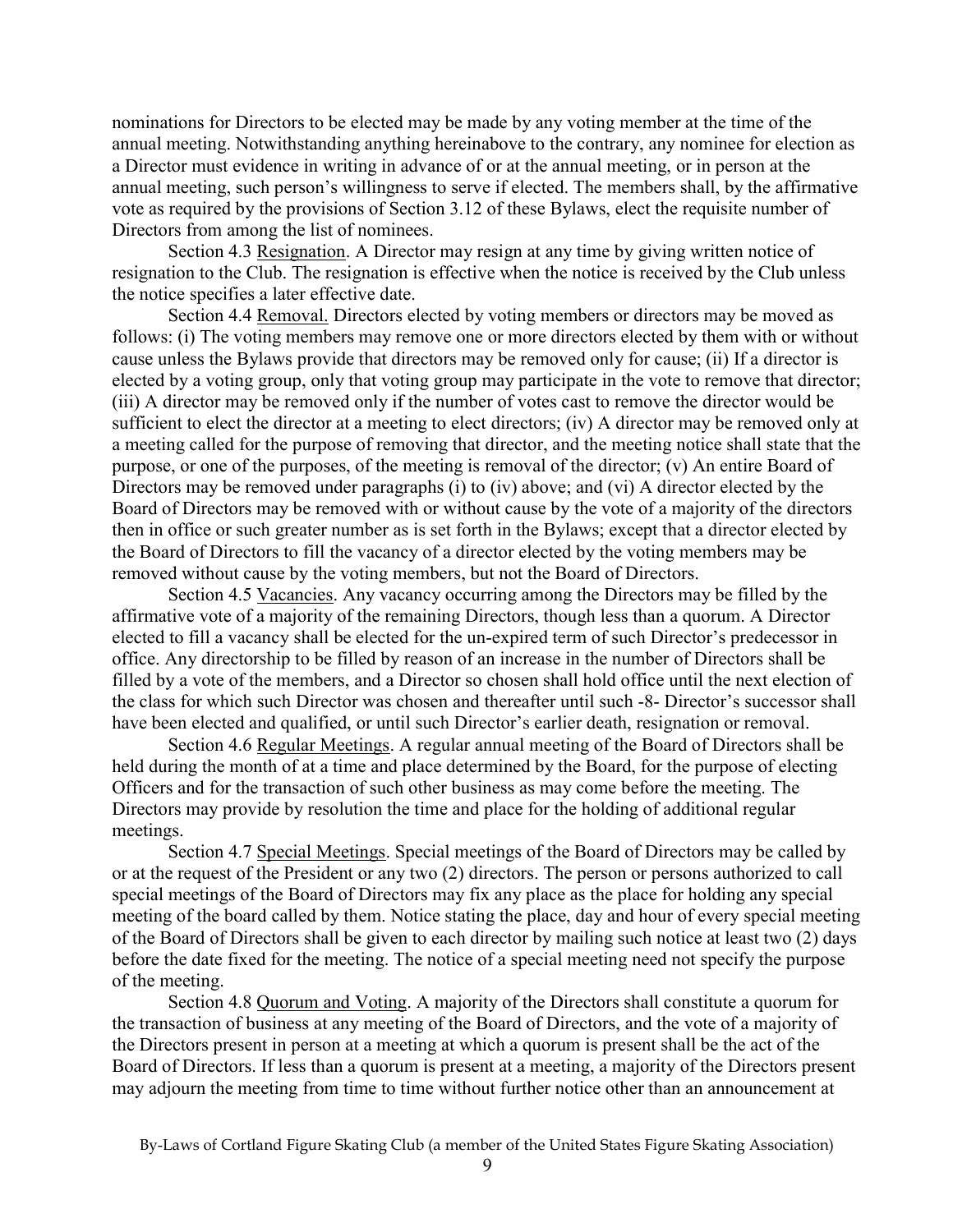nominations for Directors to be elected may be made by any voting member at the time of the annual meeting. Notwithstanding anything hereinabove to the contrary, any nominee for election as a Director must evidence in writing in advance of or at the annual meeting, or in person at the annual meeting, such person's willingness to serve if elected. The members shall, by the affirmative vote as required by the provisions of Section 3.12 of these Bylaws, elect the requisite number of Directors from among the list of nominees.

Section 4.3 <u>Resignation</u>. A Director may resign at any time by giving written notice of resignation to the Club. The resignation is effective when the notice is received by the Club unless the notice specifies a later effective date.

Section 4.4 <u>Removal.</u> Directors elected by voting members or directors may be moved as follows: (i) The voting members may remove one or more directors elected by them with or without cause unless the Bylaws provide that directors may be removed only for cause; (ii) If a director is elected by a voting group, only that voting group may participate in the vote to remove that director; (iii) A director may be removed only if the number of votes cast to remove the director would be sufficient to elect the director at a meeting to elect directors; (iv) A director may be removed only at a meeting called for the purpose of removing that director, and the meeting notice shall state that the purpose, or one of the purposes, of the meeting is removal of the director; (v) An entire Board of Directors may be removed under paragraphs (i) to (iv) above; and (vi) A director elected by the Board of Directors may be removed with or without cause by the vote of a majority of the directors then in office or such greater number as is set forth in the Bylaws; except that a director elected by the Board of Directors to fill the vacancy of a director elected by the voting members may be removed without cause by the voting members, but not the Board of Directors.

Section 4.5 <u>Vacancies</u>. Any vacancy occurring among the Directors may be filled by the affirmative vote of a majority of the remaining Directors, though less than a quorum. A Director elected to fill a vacancy shall be elected for the un-expired term of such Director's predecessor in office. Any directorship to be filled by reason of an increase in the number of Directors shall be filled by a vote of the members, and a Director so chosen shall hold office until the next election of the class for which such Director was chosen and thereafter until such -8- Director's successor shall have been elected and qualified, or until such Director's earlier death, resignation or removal.

Section 4.6 <u>Regular Meetings</u>. A regular annual meeting of the Board of Directors shall be held during the month of at a time and place determined by the Board, for the purpose of electing Officers and for the transaction of such other business as may come before the meeting. The Directors may provide by resolution the time and place for the holding of additional regular meetings.

Section 4.7 <u>Special Meetings</u>. Special meetings of the Board of Directors may be called by or at the request of the President or any two (2) directors. The person or persons authorized to call special meetings of the Board of Directors may fix any place as the place for holding any special meeting of the board called by them. Notice stating the place, day and hour of every special meeting of the Board of Directors shall be given to each director by mailing such notice at least two (2) days before the date fixed for the meeting. The notice of a special meeting need not specify the purpose of the meeting.

Section 4.8 <u>Quorum and Voting</u>. A majority of the Directors shall constitute a quorum for the transaction of business at any meeting of the Board of Directors, and the vote of a majority of the Directors present in person at a meeting at which a quorum is present shall be the act of the Board of Directors. If less than a quorum is present at a meeting, a majority of the Directors present may adjourn the meeting from time to time without further notice other than an announcement at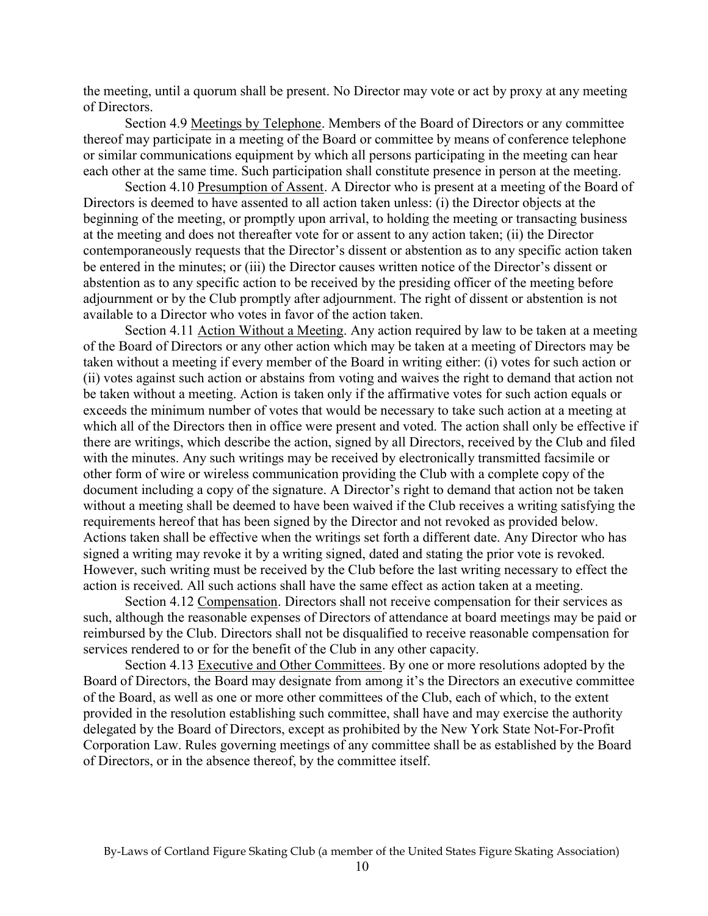the meeting, until a quorum shall be present. No Director may vote or act by proxy at any meeting of Directors.

Section 4.9 Meetings by Telephone. Members of the Board of Directors or any committee thereof may participate in a meeting of the Board or committee by means of conference telephone or similar communications equipment by which all persons participating in the meeting can hear each other at the same time. Such participation shall constitute presence in person at the meeting.

Section 4.10 Presumption of Assent. A Director who is present at a meeting of the Board of Directors is deemed to have assented to all action taken unless: (i) the Director objects at the beginning of the meeting, or promptly upon arrival, to holding the meeting or transacting business at the meeting and does not thereafter vote for or assent to any action taken; (ii) the Director contemporaneously requests that the Director's dissent or abstention as to any specific action taken be entered in the minutes; or (iii) the Director causes written notice of the Director's dissent or abstention as to any specific action to be received by the presiding officer of the meeting before adjournment or by the Club promptly after adjournment. The right of dissent or abstention is not available to a Director who votes in favor of the action taken.

Section 4.11 Action Without a Meeting. Any action required by law to be taken at a meeting of the Board of Directors or any other action which may be taken at a meeting of Directors may be taken without a meeting if every member of the Board in writing either: (i) votes for such action or (ii) votes against such action or abstains from voting and waives the right to demand that action not be taken without a meeting. Action is taken only if the affirmative votes for such action equals or exceeds the minimum number of votes that would be necessary to take such action at a meeting at which all of the Directors then in office were present and voted. The action shall only be effective if there are writings, which describe the action, signed by all Directors, received by the Club and filed with the minutes. Any such writings may be received by electronically transmitted facsimile or other form of wire or wireless communication providing the Club with a complete copy of the document including a copy of the signature. A Director's right to demand that action not be taken without a meeting shall be deemed to have been waived if the Club receives a writing satisfying the requirements hereof that has been signed by the Director and not revoked as provided below. Actions taken shall be effective when the writings set forth a different date. Any Director who has signed a writing may revoke it by a writing signed, dated and stating the prior vote is revoked. However, such writing must be received by the Club before the last writing necessary to effect the action is received. All such actions shall have the same effect as action taken at a meeting.

Section 4.12 Compensation. Directors shall not receive compensation for their services as such, although the reasonable expenses of Directors of attendance at board meetings may be paid or reimbursed by the Club. Directors shall not be disqualified to receive reasonable compensation for services rendered to or for the benefit of the Club in any other capacity.

Section 4.13 Executive and Other Committees. By one or more resolutions adopted by the Board of Directors, the Board may designate from among it's the Directors an executive committee of the Board, as well as one or more other committees of the Club, each of which, to the extent provided in the resolution establishing such committee, shall have and may exercise the authority delegated by the Board of Directors, except as prohibited by the New York State Not-For-Profit Corporation Law. Rules governing meetings of any committee shall be as established by the Board of Directors, or in the absence thereof, by the committee itself.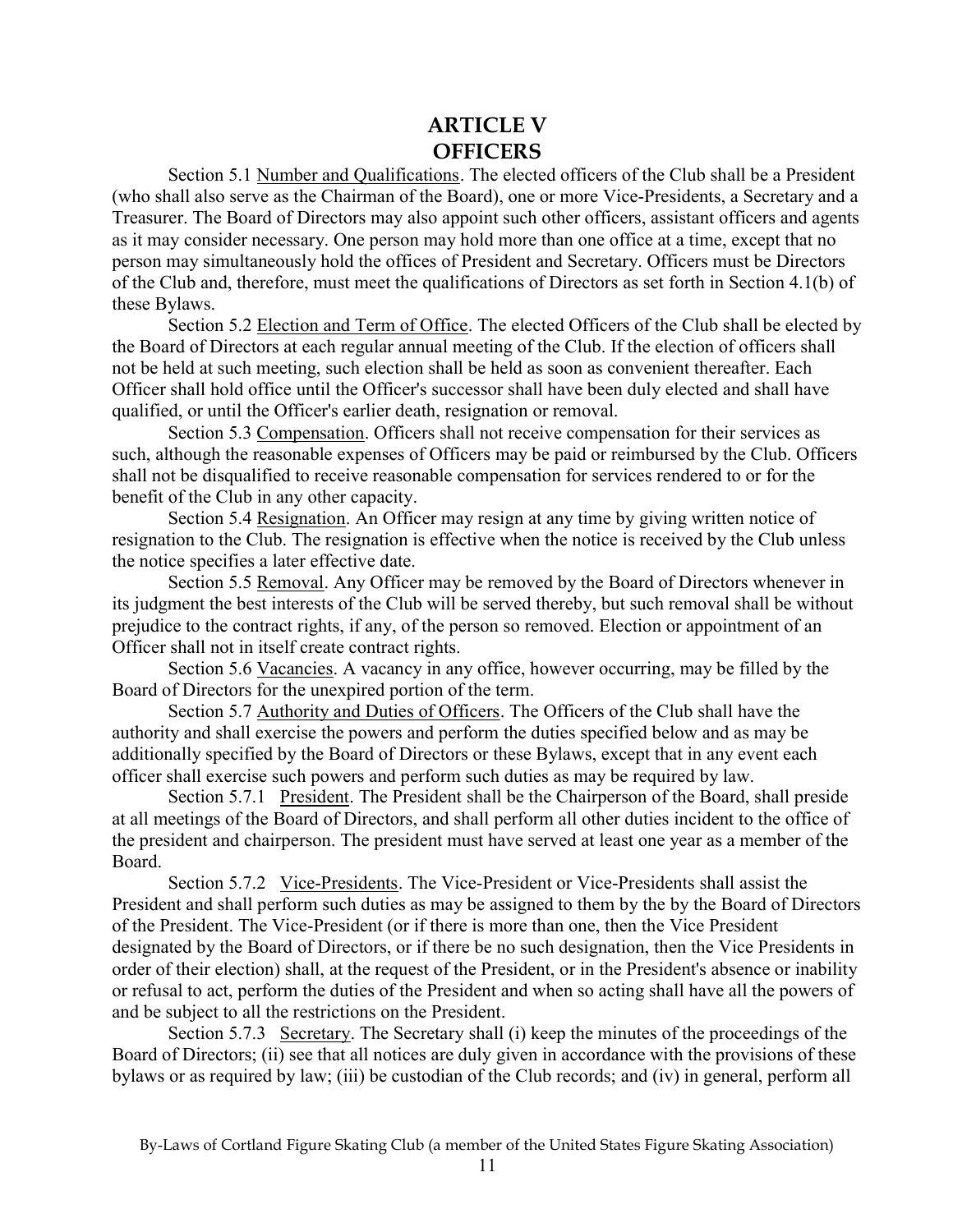# ARTICLE V
# OFFICERS

Section 5.1 Number and Qualifications. The elected officers of the Club shall be a President (who shall also serve as the Chairman of the Board), one or more Vice-Presidents, a Secretary and a Treasurer. The Board of Directors may also appoint such other officers, assistant officers and agents as it may consider necessary. One person may hold more than one office at a time, except that no person may simultaneously hold the offices of President and Secretary. Officers must be Directors of the Club and, therefore, must meet the qualifications of Directors as set forth in Section 4.1(b) of these Bylaws.

Section 5.2 Election and Term of Office. The elected Officers of the Club shall be elected by the Board of Directors at each regular annual meeting of the Club. If the election of officers shall not be held at such meeting, such election shall be held as soon as convenient thereafter. Each Officer shall hold office until the Officer's successor shall have been duly elected and shall have qualified, or until the Officer's earlier death, resignation or removal.

Section 5.3 Compensation. Officers shall not receive compensation for their services as such, although the reasonable expenses of Officers may be paid or reimbursed by the Club. Officers shall not be disqualified to receive reasonable compensation for services rendered to or for the benefit of the Club in any other capacity.

Section 5.4 Resignation. An Officer may resign at any time by giving written notice of resignation to the Club. The resignation is effective when the notice is received by the Club unless the notice specifies a later effective date.

Section 5.5 Removal. Any Officer may be removed by the Board of Directors whenever in its judgment the best interests of the Club will be served thereby, but such removal shall be without prejudice to the contract rights, if any, of the person so removed. Election or appointment of an Officer shall not in itself create contract rights.

Section 5.6 Vacancies. A vacancy in any office, however occurring, may be filled by the Board of Directors for the unexpired portion of the term.

Section 5.7 Authority and Duties of Officers. The Officers of the Club shall have the authority and shall exercise the powers and perform the duties specified below and as may be additionally specified by the Board of Directors or these Bylaws, except that in any event each officer shall exercise such powers and perform such duties as may be required by law.

Section 5.7.1 President. The President shall be the Chairperson of the Board, shall preside at all meetings of the Board of Directors, and shall perform all other duties incident to the office of the president and chairperson. The president must have served at least one year as a member of the Board.

Section 5.7.2 Vice-Presidents. The Vice-President or Vice-Presidents shall assist the President and shall perform such duties as may be assigned to them by the by the Board of Directors of the President. The Vice-President (or if there is more than one, then the Vice President designated by the Board of Directors, or if there be no such designation, then the Vice Presidents in order of their election) shall, at the request of the President, or in the President's absence or inability or refusal to act, perform the duties of the President and when so acting shall have all the powers of and be subject to all the restrictions on the President.

Section 5.7.3 Secretary. The Secretary shall (i) keep the minutes of the proceedings of the Board of Directors; (ii) see that all notices are duly given in accordance with the provisions of these bylaws or as required by law; (iii) be custodian of the Club records; and (iv) in general, perform all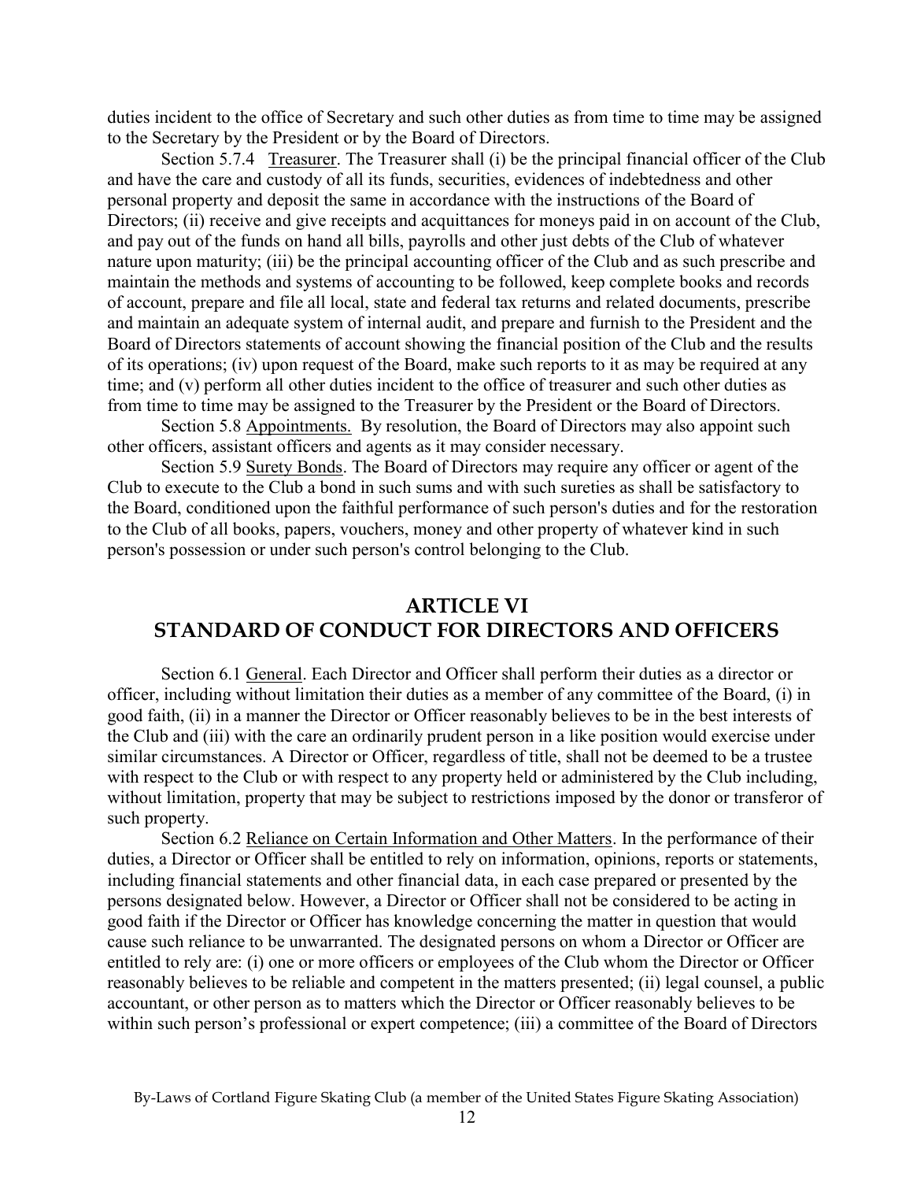duties incident to the office of Secretary and such other duties as from time to time may be assigned to the Secretary by the President or by the Board of Directors.

Section 5.7.4 Treasurer. The Treasurer shall (i) be the principal financial officer of the Club and have the care and custody of all its funds, securities, evidences of indebtedness and other personal property and deposit the same in accordance with the instructions of the Board of Directors; (ii) receive and give receipts and acquittances for moneys paid in on account of the Club, and pay out of the funds on hand all bills, payrolls and other just debts of the Club of whatever nature upon maturity; (iii) be the principal accounting officer of the Club and as such prescribe and maintain the methods and systems of accounting to be followed, keep complete books and records of account, prepare and file all local, state and federal tax returns and related documents, prescribe and maintain an adequate system of internal audit, and prepare and furnish to the President and the Board of Directors statements of account showing the financial position of the Club and the results of its operations; (iv) upon request of the Board, make such reports to it as may be required at any time; and (v) perform all other duties incident to the office of treasurer and such other duties as from time to time may be assigned to the Treasurer by the President or the Board of Directors.

Section 5.8 Appointments. By resolution, the Board of Directors may also appoint such other officers, assistant officers and agents as it may consider necessary.

Section 5.9 Surety Bonds. The Board of Directors may require any officer or agent of the Club to execute to the Club a bond in such sums and with such sureties as shall be satisfactory to the Board, conditioned upon the faithful performance of such person's duties and for the restoration to the Club of all books, papers, vouchers, money and other property of whatever kind in such person's possession or under such person's control belonging to the Club.

## ARTICLE VI
## STANDARD OF CONDUCT FOR DIRECTORS AND OFFICERS

Section 6.1 General. Each Director and Officer shall perform their duties as a director or officer, including without limitation their duties as a member of any committee of the Board, (i) in good faith, (ii) in a manner the Director or Officer reasonably believes to be in the best interests of the Club and (iii) with the care an ordinarily prudent person in a like position would exercise under similar circumstances. A Director or Officer, regardless of title, shall not be deemed to be a trustee with respect to the Club or with respect to any property held or administered by the Club including, without limitation, property that may be subject to restrictions imposed by the donor or transferor of such property.

Section 6.2 Reliance on Certain Information and Other Matters. In the performance of their duties, a Director or Officer shall be entitled to rely on information, opinions, reports or statements, including financial statements and other financial data, in each case prepared or presented by the persons designated below. However, a Director or Officer shall not be considered to be acting in good faith if the Director or Officer has knowledge concerning the matter in question that would cause such reliance to be unwarranted. The designated persons on whom a Director or Officer are entitled to rely are: (i) one or more officers or employees of the Club whom the Director or Officer reasonably believes to be reliable and competent in the matters presented; (ii) legal counsel, a public accountant, or other person as to matters which the Director or Officer reasonably believes to be within such person's professional or expert competence; (iii) a committee of the Board of Directors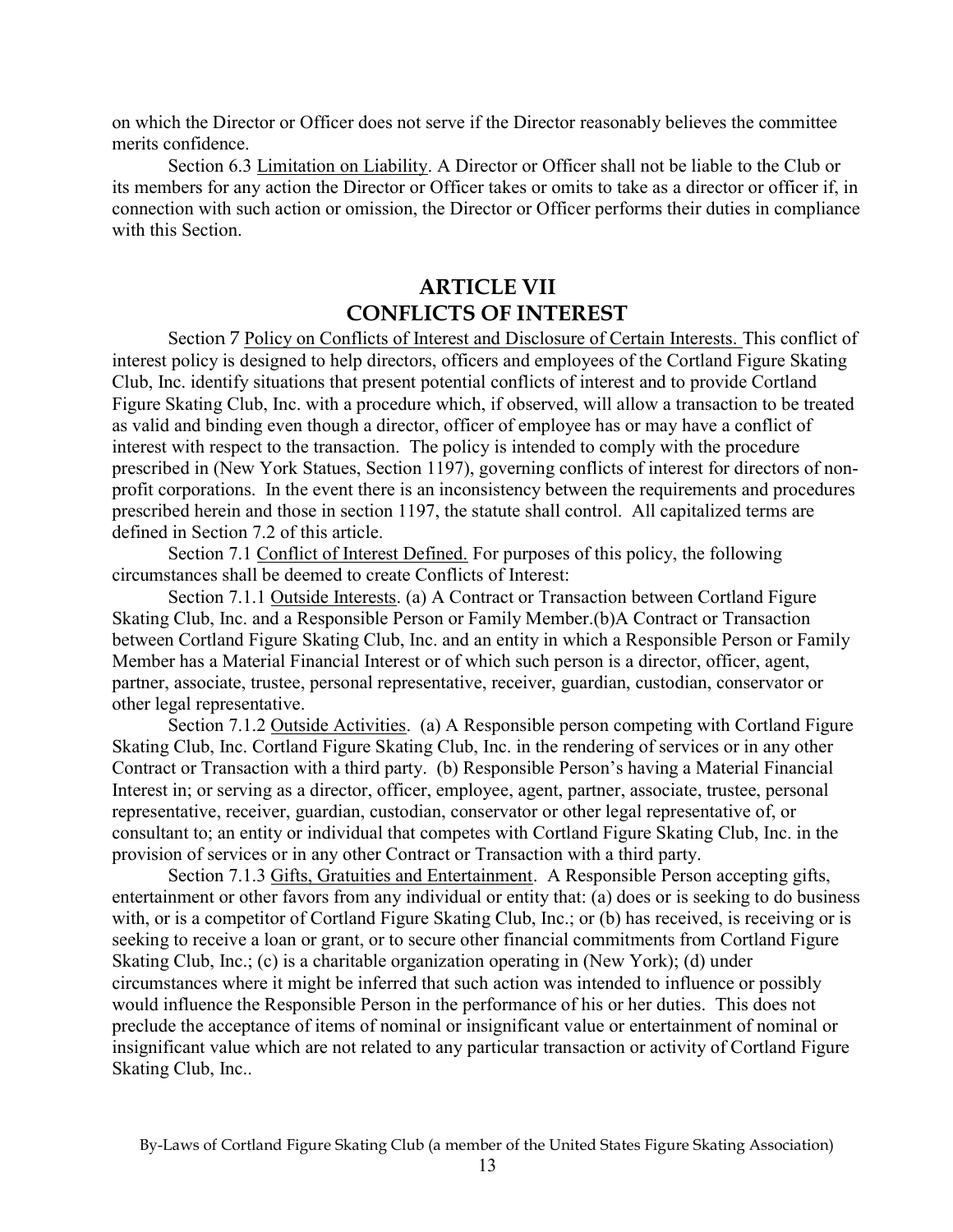on which the Director or Officer does not serve if the Director reasonably believes the committee merits confidence.

Section 6.3 Limitation on Liability. A Director or Officer shall not be liable to the Club or its members for any action the Director or Officer takes or omits to take as a director or officer if, in connection with such action or omission, the Director or Officer performs their duties in compliance with this Section.

## ARTICLE VII
## CONFLICTS OF INTEREST

Section 7 Policy on Conflicts of Interest and Disclosure of Certain Interests. This conflict of interest policy is designed to help directors, officers and employees of the Cortland Figure Skating Club, Inc. identify situations that present potential conflicts of interest and to provide Cortland Figure Skating Club, Inc. with a procedure which, if observed, will allow a transaction to be treated as valid and binding even though a director, officer of employee has or may have a conflict of interest with respect to the transaction. The policy is intended to comply with the procedure prescribed in (New York Statues, Section 1197), governing conflicts of interest for directors of non-profit corporations. In the event there is an inconsistency between the requirements and procedures prescribed herein and those in section 1197, the statute shall control. All capitalized terms are defined in Section 7.2 of this article.

Section 7.1 Conflict of Interest Defined. For purposes of this policy, the following circumstances shall be deemed to create Conflicts of Interest:

Section 7.1.1 Outside Interests. (a) A Contract or Transaction between Cortland Figure Skating Club, Inc. and a Responsible Person or Family Member.(b)A Contract or Transaction between Cortland Figure Skating Club, Inc. and an entity in which a Responsible Person or Family Member has a Material Financial Interest or of which such person is a director, officer, agent, partner, associate, trustee, personal representative, receiver, guardian, custodian, conservator or other legal representative.

Section 7.1.2 Outside Activities. (a) A Responsible person competing with Cortland Figure Skating Club, Inc. Cortland Figure Skating Club, Inc. in the rendering of services or in any other Contract or Transaction with a third party. (b) Responsible Person's having a Material Financial Interest in; or serving as a director, officer, employee, agent, partner, associate, trustee, personal representative, receiver, guardian, custodian, conservator or other legal representative of, or consultant to; an entity or individual that competes with Cortland Figure Skating Club, Inc. in the provision of services or in any other Contract or Transaction with a third party.

Section 7.1.3 Gifts, Gratuities and Entertainment. A Responsible Person accepting gifts, entertainment or other favors from any individual or entity that: (a) does or is seeking to do business with, or is a competitor of Cortland Figure Skating Club, Inc.; or (b) has received, is receiving or is seeking to receive a loan or grant, or to secure other financial commitments from Cortland Figure Skating Club, Inc.; (c) is a charitable organization operating in (New York); (d) under circumstances where it might be inferred that such action was intended to influence or possibly would influence the Responsible Person in the performance of his or her duties. This does not preclude the acceptance of items of nominal or insignificant value or entertainment of nominal or insignificant value which are not related to any particular transaction or activity of Cortland Figure Skating Club, Inc..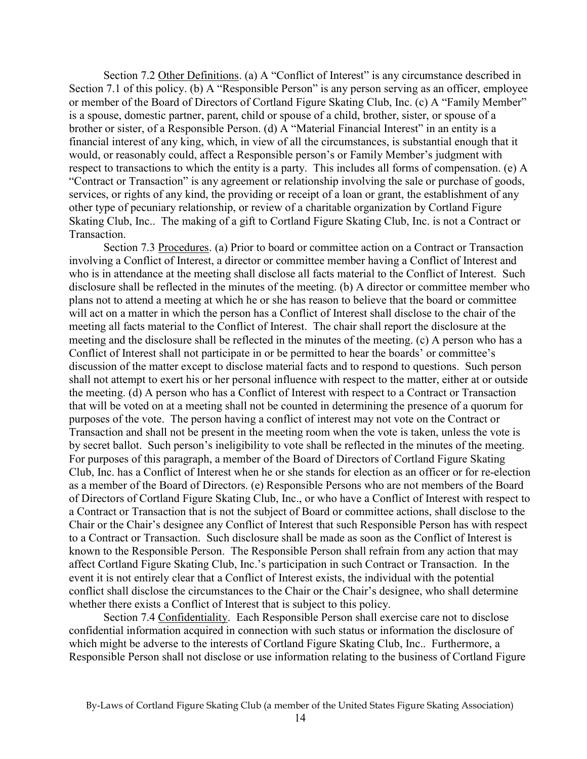Section 7.2 <u>Other Definitions</u>. (a) A "Conflict of Interest" is any circumstance described in Section 7.1 of this policy. (b) A "Responsible Person" is any person serving as an officer, employee or member of the Board of Directors of Cortland Figure Skating Club, Inc. (c) A "Family Member" is a spouse, domestic partner, parent, child or spouse of a child, brother, sister, or spouse of a brother or sister, of a Responsible Person. (d) A "Material Financial Interest" in an entity is a financial interest of any king, which, in view of all the circumstances, is substantial enough that it would, or reasonably could, affect a Responsible person's or Family Member's judgment with respect to transactions to which the entity is a party. This includes all forms of compensation. (e) A "Contract or Transaction" is any agreement or relationship involving the sale or purchase of goods, services, or rights of any kind, the providing or receipt of a loan or grant, the establishment of any other type of pecuniary relationship, or review of a charitable organization by Cortland Figure Skating Club, Inc.. The making of a gift to Cortland Figure Skating Club, Inc. is not a Contract or Transaction.

Section 7.3 <u>Procedures</u>. (a) Prior to board or committee action on a Contract or Transaction involving a Conflict of Interest, a director or committee member having a Conflict of Interest and who is in attendance at the meeting shall disclose all facts material to the Conflict of Interest. Such disclosure shall be reflected in the minutes of the meeting. (b) A director or committee member who plans not to attend a meeting at which he or she has reason to believe that the board or committee will act on a matter in which the person has a Conflict of Interest shall disclose to the chair of the meeting all facts material to the Conflict of Interest. The chair shall report the disclosure at the meeting and the disclosure shall be reflected in the minutes of the meeting. (c) A person who has a Conflict of Interest shall not participate in or be permitted to hear the boards' or committee's discussion of the matter except to disclose material facts and to respond to questions. Such person shall not attempt to exert his or her personal influence with respect to the matter, either at or outside the meeting. (d) A person who has a Conflict of Interest with respect to a Contract or Transaction that will be voted on at a meeting shall not be counted in determining the presence of a quorum for purposes of the vote. The person having a conflict of interest may not vote on the Contract or Transaction and shall not be present in the meeting room when the vote is taken, unless the vote is by secret ballot. Such person's ineligibility to vote shall be reflected in the minutes of the meeting. For purposes of this paragraph, a member of the Board of Directors of Cortland Figure Skating Club, Inc. has a Conflict of Interest when he or she stands for election as an officer or for re-election as a member of the Board of Directors. (e) Responsible Persons who are not members of the Board of Directors of Cortland Figure Skating Club, Inc., or who have a Conflict of Interest with respect to a Contract or Transaction that is not the subject of Board or committee actions, shall disclose to the Chair or the Chair's designee any Conflict of Interest that such Responsible Person has with respect to a Contract or Transaction. Such disclosure shall be made as soon as the Conflict of Interest is known to the Responsible Person. The Responsible Person shall refrain from any action that may affect Cortland Figure Skating Club, Inc.'s participation in such Contract or Transaction. In the event it is not entirely clear that a Conflict of Interest exists, the individual with the potential conflict shall disclose the circumstances to the Chair or the Chair's designee, who shall determine whether there exists a Conflict of Interest that is subject to this policy.

Section 7.4 <u>Confidentiality</u>. Each Responsible Person shall exercise care not to disclose confidential information acquired in connection with such status or information the disclosure of which might be adverse to the interests of Cortland Figure Skating Club, Inc.. Furthermore, a Responsible Person shall not disclose or use information relating to the business of Cortland Figure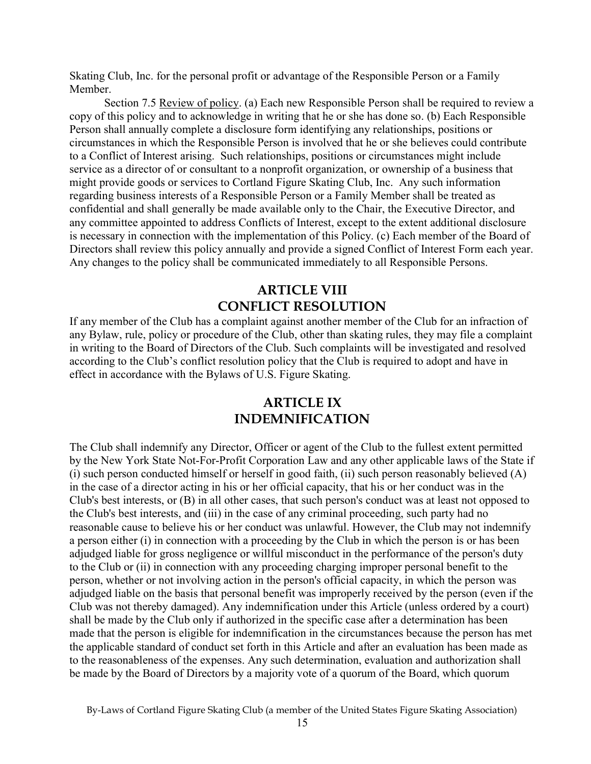Skating Club, Inc. for the personal profit or advantage of the Responsible Person or a Family Member.

Section 7.5 Review of policy. (a) Each new Responsible Person shall be required to review a copy of this policy and to acknowledge in writing that he or she has done so. (b) Each Responsible Person shall annually complete a disclosure form identifying any relationships, positions or circumstances in which the Responsible Person is involved that he or she believes could contribute to a Conflict of Interest arising. Such relationships, positions or circumstances might include service as a director of or consultant to a nonprofit organization, or ownership of a business that might provide goods or services to Cortland Figure Skating Club, Inc. Any such information regarding business interests of a Responsible Person or a Family Member shall be treated as confidential and shall generally be made available only to the Chair, the Executive Director, and any committee appointed to address Conflicts of Interest, except to the extent additional disclosure is necessary in connection with the implementation of this Policy. (c) Each member of the Board of Directors shall review this policy annually and provide a signed Conflict of Interest Form each year. Any changes to the policy shall be communicated immediately to all Responsible Persons.

## ARTICLE VIII
## CONFLICT RESOLUTION

If any member of the Club has a complaint against another member of the Club for an infraction of any Bylaw, rule, policy or procedure of the Club, other than skating rules, they may file a complaint in writing to the Board of Directors of the Club. Such complaints will be investigated and resolved according to the Club's conflict resolution policy that the Club is required to adopt and have in effect in accordance with the Bylaws of U.S. Figure Skating.

## ARTICLE IX
## INDEMNIFICATION

The Club shall indemnify any Director, Officer or agent of the Club to the fullest extent permitted by the New York State Not-For-Profit Corporation Law and any other applicable laws of the State if (i) such person conducted himself or herself in good faith, (ii) such person reasonably believed (A) in the case of a director acting in his or her official capacity, that his or her conduct was in the Club's best interests, or (B) in all other cases, that such person's conduct was at least not opposed to the Club's best interests, and (iii) in the case of any criminal proceeding, such party had no reasonable cause to believe his or her conduct was unlawful. However, the Club may not indemnify a person either (i) in connection with a proceeding by the Club in which the person is or has been adjudged liable for gross negligence or willful misconduct in the performance of the person's duty to the Club or (ii) in connection with any proceeding charging improper personal benefit to the person, whether or not involving action in the person's official capacity, in which the person was adjudged liable on the basis that personal benefit was improperly received by the person (even if the Club was not thereby damaged). Any indemnification under this Article (unless ordered by a court) shall be made by the Club only if authorized in the specific case after a determination has been made that the person is eligible for indemnification in the circumstances because the person has met the applicable standard of conduct set forth in this Article and after an evaluation has been made as to the reasonableness of the expenses. Any such determination, evaluation and authorization shall be made by the Board of Directors by a majority vote of a quorum of the Board, which quorum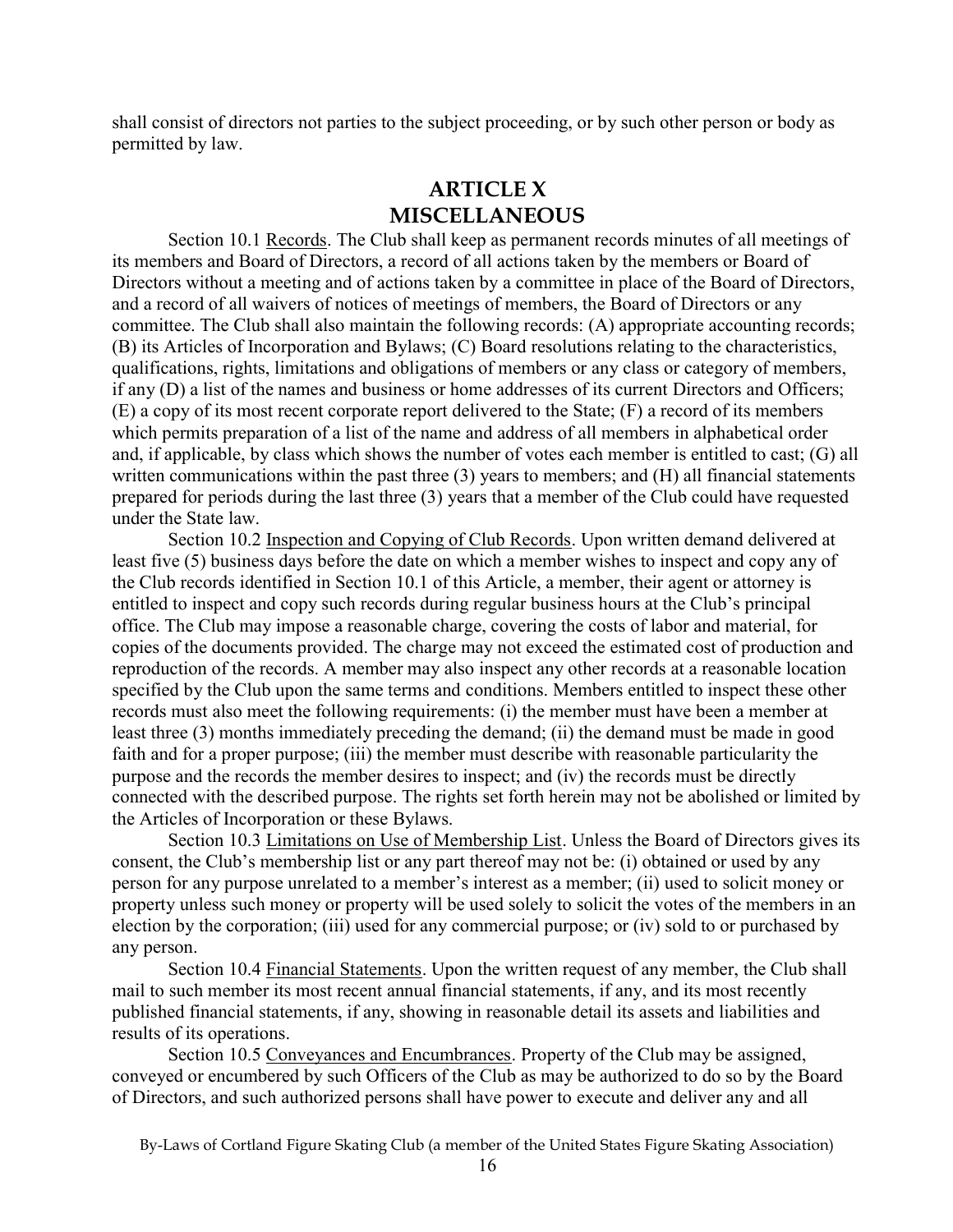shall consist of directors not parties to the subject proceeding, or by such other person or body as permitted by law.

# ARTICLE X
# MISCELLANEOUS

Section 10.1 Records. The Club shall keep as permanent records minutes of all meetings of its members and Board of Directors, a record of all actions taken by the members or Board of Directors without a meeting and of actions taken by a committee in place of the Board of Directors, and a record of all waivers of notices of meetings of members, the Board of Directors or any committee. The Club shall also maintain the following records: (A) appropriate accounting records; (B) its Articles of Incorporation and Bylaws; (C) Board resolutions relating to the characteristics, qualifications, rights, limitations and obligations of members or any class or category of members, if any (D) a list of the names and business or home addresses of its current Directors and Officers; (E) a copy of its most recent corporate report delivered to the State; (F) a record of its members which permits preparation of a list of the name and address of all members in alphabetical order and, if applicable, by class which shows the number of votes each member is entitled to cast; (G) all written communications within the past three (3) years to members; and (H) all financial statements prepared for periods during the last three (3) years that a member of the Club could have requested under the State law.

Section 10.2 Inspection and Copying of Club Records. Upon written demand delivered at least five (5) business days before the date on which a member wishes to inspect and copy any of the Club records identified in Section 10.1 of this Article, a member, their agent or attorney is entitled to inspect and copy such records during regular business hours at the Club's principal office. The Club may impose a reasonable charge, covering the costs of labor and material, for copies of the documents provided. The charge may not exceed the estimated cost of production and reproduction of the records. A member may also inspect any other records at a reasonable location specified by the Club upon the same terms and conditions. Members entitled to inspect these other records must also meet the following requirements: (i) the member must have been a member at least three (3) months immediately preceding the demand; (ii) the demand must be made in good faith and for a proper purpose; (iii) the member must describe with reasonable particularity the purpose and the records the member desires to inspect; and (iv) the records must be directly connected with the described purpose. The rights set forth herein may not be abolished or limited by the Articles of Incorporation or these Bylaws.

Section 10.3 Limitations on Use of Membership List. Unless the Board of Directors gives its consent, the Club's membership list or any part thereof may not be: (i) obtained or used by any person for any purpose unrelated to a member's interest as a member; (ii) used to solicit money or property unless such money or property will be used solely to solicit the votes of the members in an election by the corporation; (iii) used for any commercial purpose; or (iv) sold to or purchased by any person.

Section 10.4 Financial Statements. Upon the written request of any member, the Club shall mail to such member its most recent annual financial statements, if any, and its most recently published financial statements, if any, showing in reasonable detail its assets and liabilities and results of its operations.

Section 10.5 Conveyances and Encumbrances. Property of the Club may be assigned, conveyed or encumbered by such Officers of the Club as may be authorized to do so by the Board of Directors, and such authorized persons shall have power to execute and deliver any and all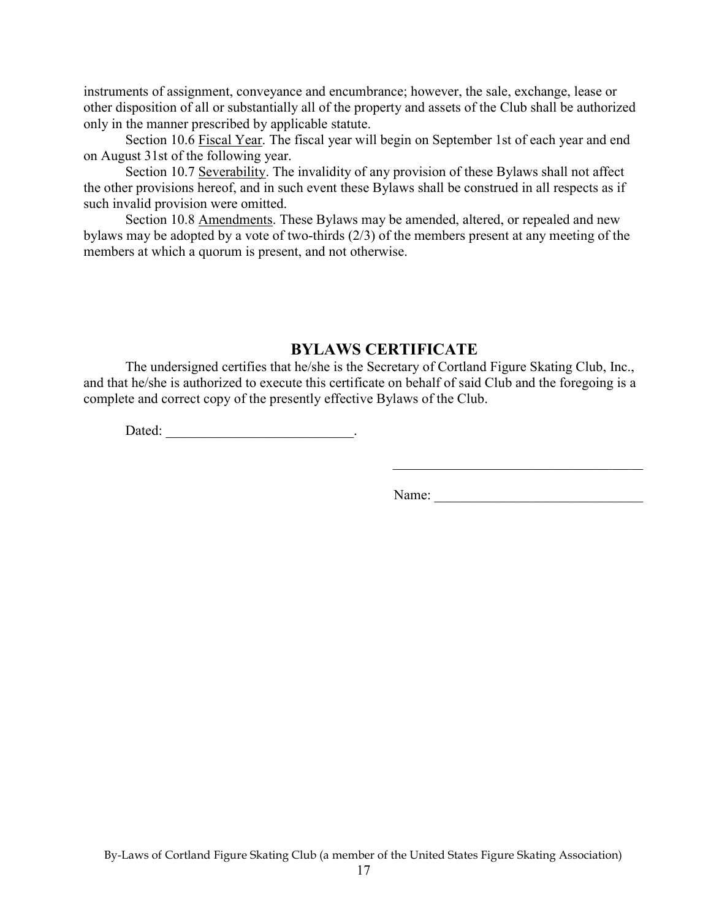instruments of assignment, conveyance and encumbrance; however, the sale, exchange, lease or other disposition of all or substantially all of the property and assets of the Club shall be authorized only in the manner prescribed by applicable statute.

Section 10.6 Fiscal Year. The fiscal year will begin on September 1st of each year and end on August 31st of the following year.

Section 10.7 Severability. The invalidity of any provision of these Bylaws shall not affect the other provisions hereof, and in such event these Bylaws shall be construed in all respects as if such invalid provision were omitted.

Section 10.8 Amendments. These Bylaws may be amended, altered, or repealed and new bylaws may be adopted by a vote of two-thirds (2/3) of the members present at any meeting of the members at which a quorum is present, and not otherwise.

## BYLAWS CERTIFICATE

The undersigned certifies that he/she is the Secretary of Cortland Figure Skating Club, Inc., and that he/she is authorized to execute this certificate on behalf of said Club and the foregoing is a complete and correct copy of the presently effective Bylaws of the Club.

Dated: ___________________________.

_____________________________________

Name: ______________________________